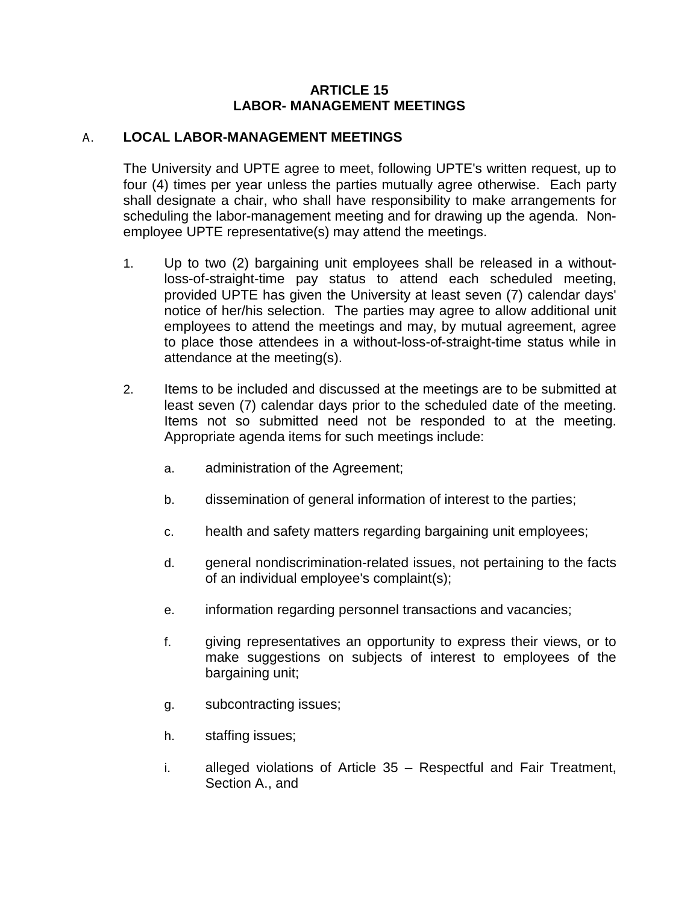# ARTICLE 15
# LABOR- MANAGEMENT MEETINGS

## A. LOCAL LABOR-MANAGEMENT MEETINGS

The University and UPTE agree to meet, following UPTE's written request, up to four (4) times per year unless the parties mutually agree otherwise. Each party shall designate a chair, who shall have responsibility to make arrangements for scheduling the labor-management meeting and for drawing up the agenda. Non-employee UPTE representative(s) may attend the meetings.

1. Up to two (2) bargaining unit employees shall be released in a without-loss-of-straight-time pay status to attend each scheduled meeting, provided UPTE has given the University at least seven (7) calendar days' notice of her/his selection. The parties may agree to allow additional unit employees to attend the meetings and may, by mutual agreement, agree to place those attendees in a without-loss-of-straight-time status while in attendance at the meeting(s).

2. Items to be included and discussed at the meetings are to be submitted at least seven (7) calendar days prior to the scheduled date of the meeting. Items not so submitted need not be responded to at the meeting. Appropriate agenda items for such meetings include:

   a. administration of the Agreement;

   b. dissemination of general information of interest to the parties;

   c. health and safety matters regarding bargaining unit employees;

   d. general nondiscrimination-related issues, not pertaining to the facts of an individual employee's complaint(s);

   e. information regarding personnel transactions and vacancies;

   f. giving representatives an opportunity to express their views, or to make suggestions on subjects of interest to employees of the bargaining unit;

   g. subcontracting issues;

   h. staffing issues;

   i. alleged violations of Article 35 – Respectful and Fair Treatment, Section A., and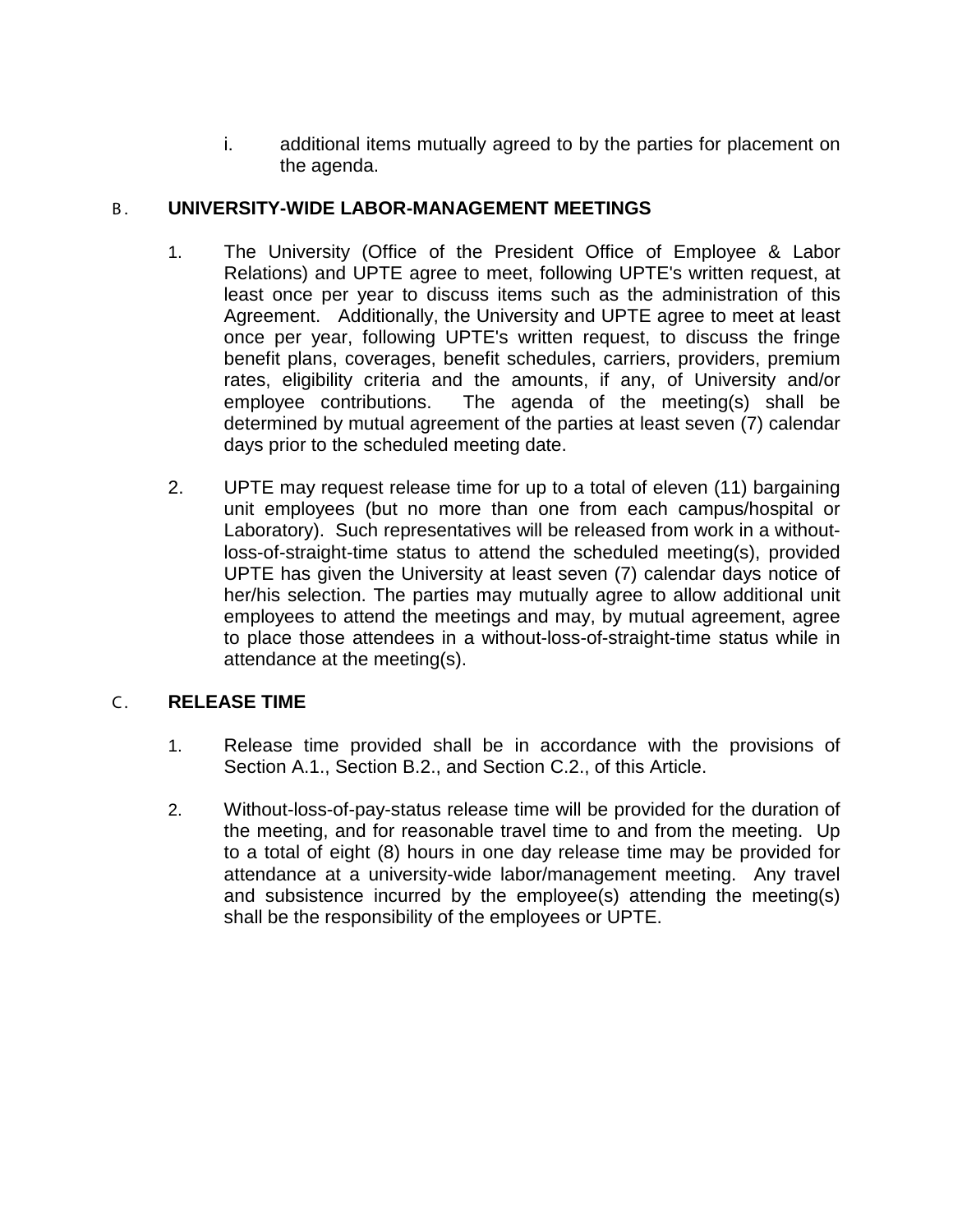i. additional items mutually agreed to by the parties for placement on the agenda.

B. **UNIVERSITY-WIDE LABOR-MANAGEMENT MEETINGS**

1. The University (Office of the President Office of Employee & Labor Relations) and UPTE agree to meet, following UPTE's written request, at least once per year to discuss items such as the administration of this Agreement. Additionally, the University and UPTE agree to meet at least once per year, following UPTE's written request, to discuss the fringe benefit plans, coverages, benefit schedules, carriers, providers, premium rates, eligibility criteria and the amounts, if any, of University and/or employee contributions. The agenda of the meeting(s) shall be determined by mutual agreement of the parties at least seven (7) calendar days prior to the scheduled meeting date.

2. UPTE may request release time for up to a total of eleven (11) bargaining unit employees (but no more than one from each campus/hospital or Laboratory). Such representatives will be released from work in a without-loss-of-straight-time status to attend the scheduled meeting(s), provided UPTE has given the University at least seven (7) calendar days notice of her/his selection. The parties may mutually agree to allow additional unit employees to attend the meetings and may, by mutual agreement, agree to place those attendees in a without-loss-of-straight-time status while in attendance at the meeting(s).

C. **RELEASE TIME**

1. Release time provided shall be in accordance with the provisions of Section A.1., Section B.2., and Section C.2., of this Article.

2. Without-loss-of-pay-status release time will be provided for the duration of the meeting, and for reasonable travel time to and from the meeting. Up to a total of eight (8) hours in one day release time may be provided for attendance at a university-wide labor/management meeting. Any travel and subsistence incurred by the employee(s) attending the meeting(s) shall be the responsibility of the employees or UPTE.